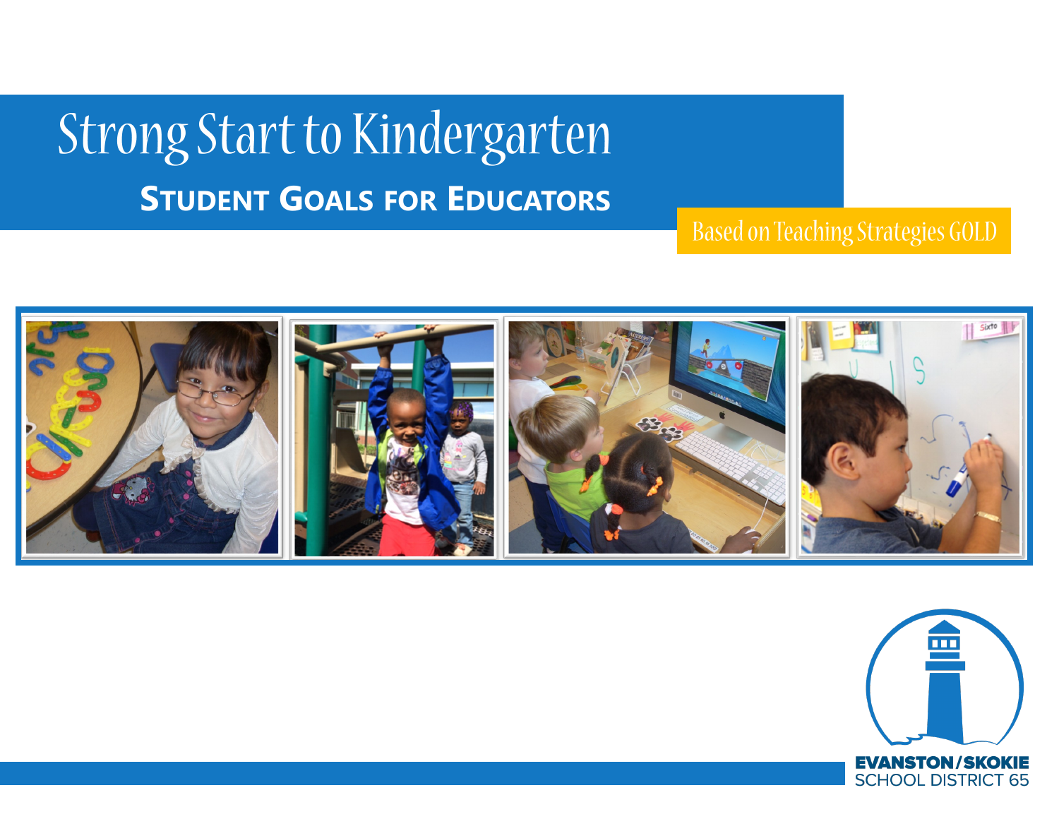# Strong Start to Kindergarten

## Student Goals for Educators

Based on Teaching Strategies GOLD

EVANSTON/SKOKIE
SCHOOL DISTRICT 65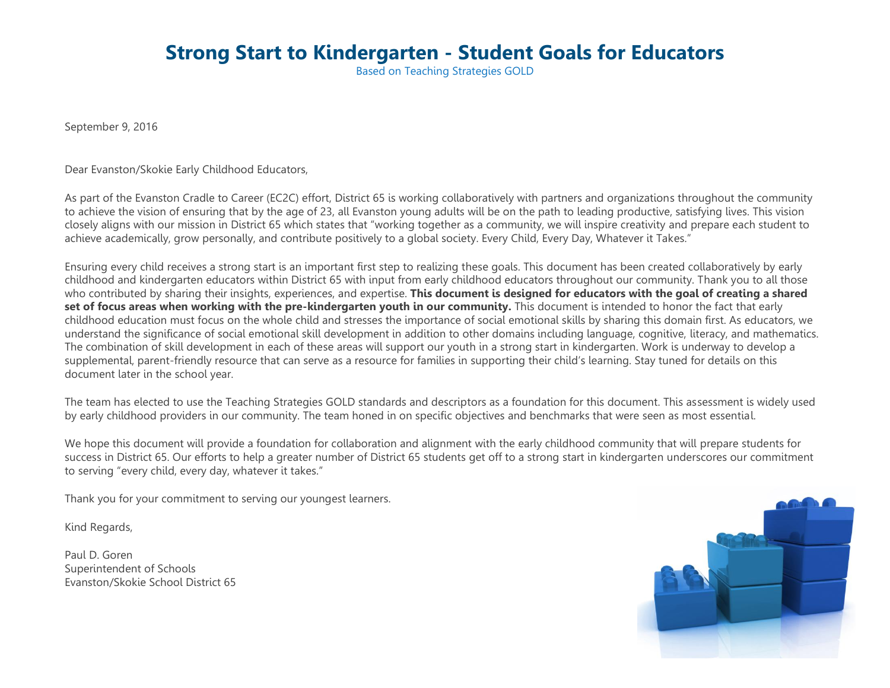# Strong Start to Kindergarten - Student Goals for Educators

Based on Teaching Strategies GOLD

September 9, 2016

Dear Evanston/Skokie Early Childhood Educators,

As part of the Evanston Cradle to Career (EC2C) effort, District 65 is working collaboratively with partners and organizations throughout the community to achieve the vision of ensuring that by the age of 23, all Evanston young adults will be on the path to leading productive, satisfying lives. This vision closely aligns with our mission in District 65 which states that "working together as a community, we will inspire creativity and prepare each student to achieve academically, grow personally, and contribute positively to a global society. Every Child, Every Day, Whatever it Takes."

Ensuring every child receives a strong start is an important first step to realizing these goals. This document has been created collaboratively by early childhood and kindergarten educators within District 65 with input from early childhood educators throughout our community. Thank you to all those who contributed by sharing their insights, experiences, and expertise. **This document is designed for educators with the goal of creating a shared set of focus areas when working with the pre-kindergarten youth in our community.** This document is intended to honor the fact that early childhood education must focus on the whole child and stresses the importance of social emotional skills by sharing this domain first. As educators, we understand the significance of social emotional skill development in addition to other domains including language, cognitive, literacy, and mathematics. The combination of skill development in each of these areas will support our youth in a strong start in kindergarten. Work is underway to develop a supplemental, parent-friendly resource that can serve as a resource for families in supporting their child's learning. Stay tuned for details on this document later in the school year.

The team has elected to use the Teaching Strategies GOLD standards and descriptors as a foundation for this document. This assessment is widely used by early childhood providers in our community. The team honed in on specific objectives and benchmarks that were seen as most essential.

We hope this document will provide a foundation for collaboration and alignment with the early childhood community that will prepare students for success in District 65. Our efforts to help a greater number of District 65 students get off to a strong start in kindergarten underscores our commitment to serving "every child, every day, whatever it takes."

Thank you for your commitment to serving our youngest learners.

Kind Regards,

Paul D. Goren
Superintendent of Schools
Evanston/Skokie School District 65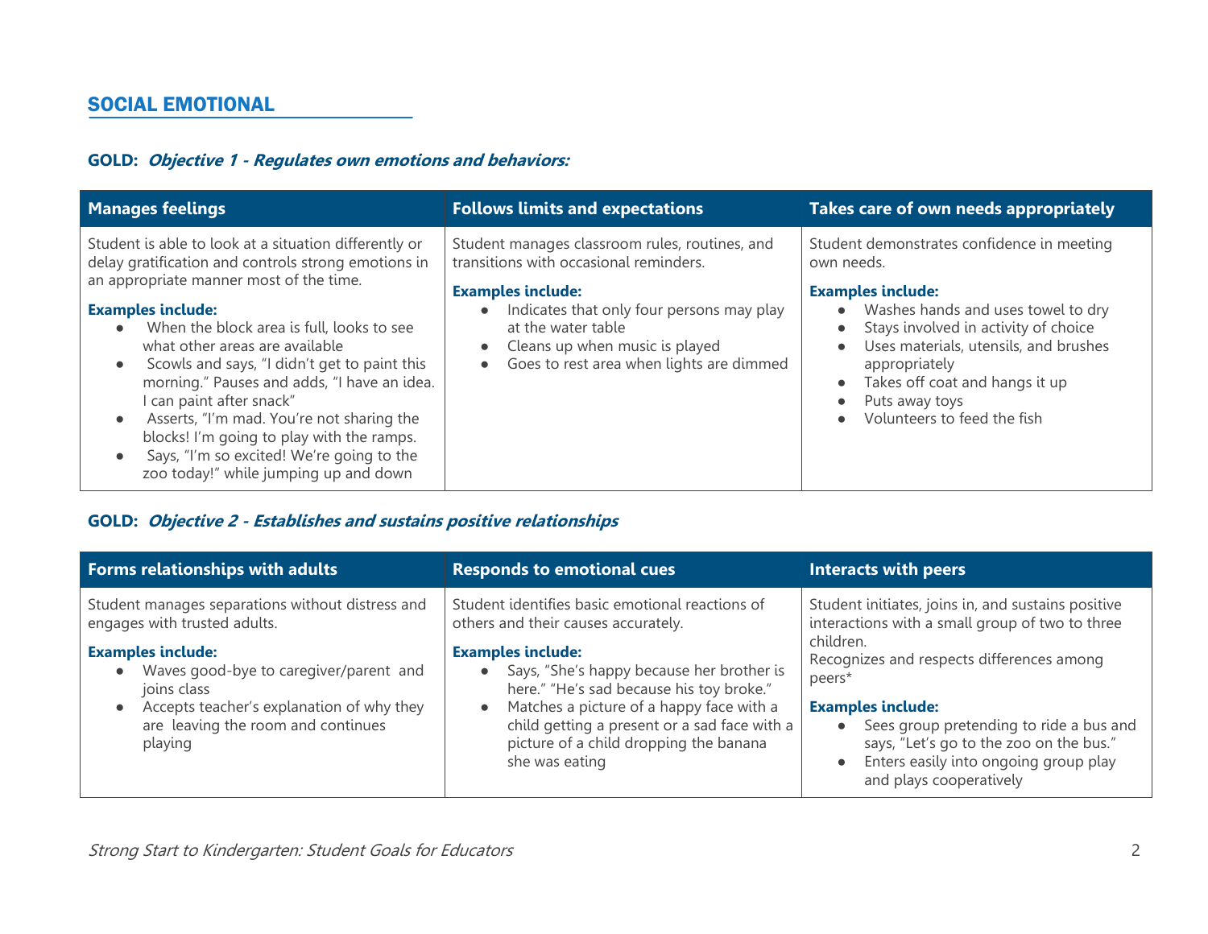## SOCIAL EMOTIONAL

### GOLD: *Objective 1 - Regulates own emotions and behaviors:*

| Manages feelings | Follows limits and expectations | Takes care of own needs appropriately |
|---|---|---|
| Student is able to look at a situation differently or delay gratification and controls strong emotions in an appropriate manner most of the time.<br><br>**Examples include:**<br>● When the block area is full, looks to see what other areas are available<br>● Scowls and says, "I didn't get to paint this morning." Pauses and adds, "I have an idea. I can paint after snack"<br>● Asserts, "I'm mad. You're not sharing the blocks! I'm going to play with the ramps.<br>● Says, "I'm so excited! We're going to the zoo today!" while jumping up and down | Student manages classroom rules, routines, and transitions with occasional reminders.<br><br>**Examples include:**<br>● Indicates that only four persons may play at the water table<br>● Cleans up when music is played<br>● Goes to rest area when lights are dimmed | Student demonstrates confidence in meeting own needs.<br><br>**Examples include:**<br>● Washes hands and uses towel to dry<br>● Stays involved in activity of choice<br>● Uses materials, utensils, and brushes appropriately<br>● Takes off coat and hangs it up<br>● Puts away toys<br>● Volunteers to feed the fish |

### GOLD: *Objective 2 - Establishes and sustains positive relationships*

| Forms relationships with adults | Responds to emotional cues | Interacts with peers |
|---|---|---|
| Student manages separations without distress and engages with trusted adults.<br><br>**Examples include:**<br>● Waves good-bye to caregiver/parent and joins class<br>● Accepts teacher's explanation of why they are leaving the room and continues playing | Student identifies basic emotional reactions of others and their causes accurately.<br><br>**Examples include:**<br>● Says, "She's happy because her brother is here." "He's sad because his toy broke."<br>● Matches a picture of a happy face with a child getting a present or a sad face with a picture of a child dropping the banana she was eating | Student initiates, joins in, and sustains positive interactions with a small group of two to three children.<br>Recognizes and respects differences among peers*<br><br>**Examples include:**<br>● Sees group pretending to ride a bus and says, "Let's go to the zoo on the bus."<br>● Enters easily into ongoing group play and plays cooperatively |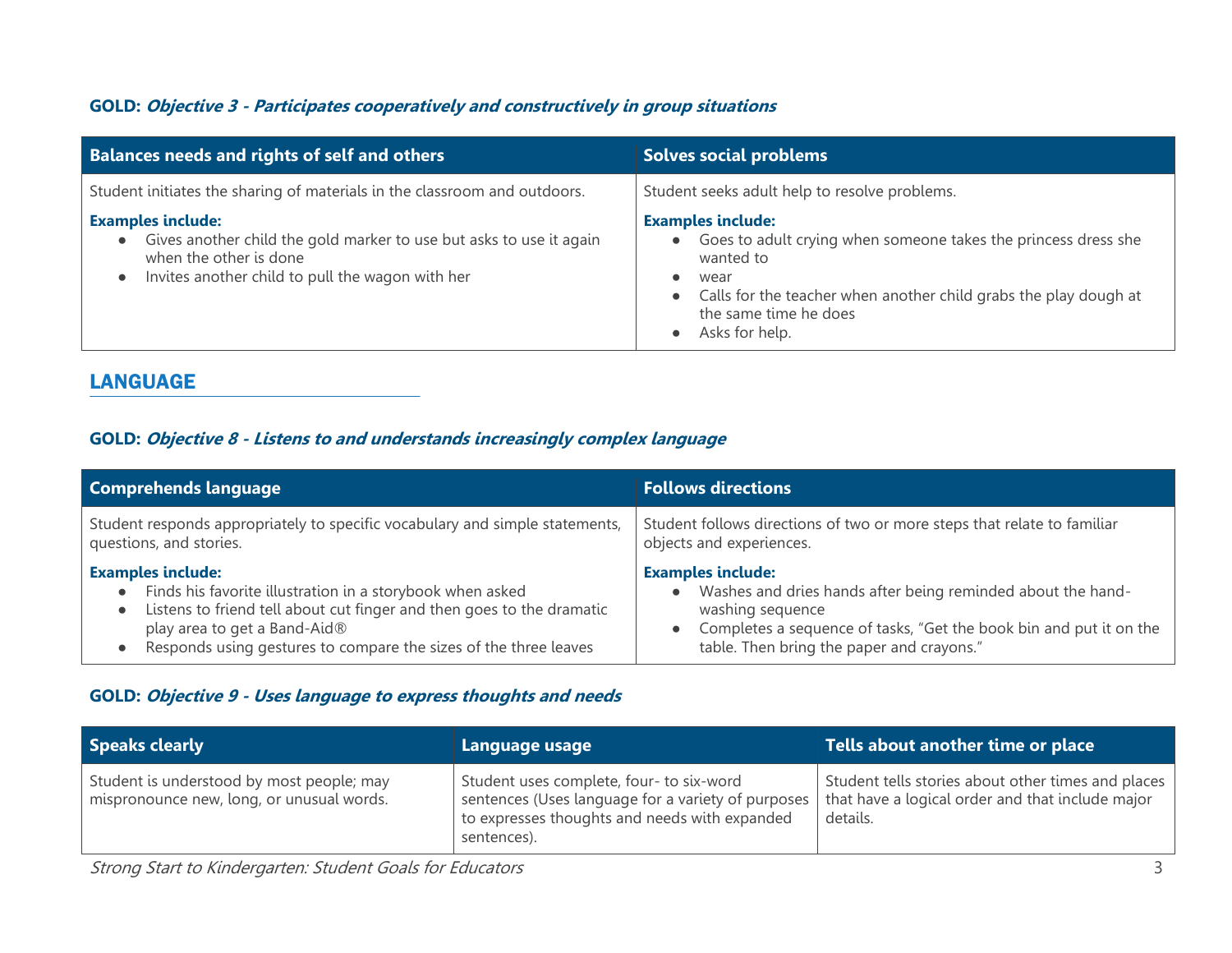### GOLD: *Objective 3 - Participates cooperatively and constructively in group situations*

| Balances needs and rights of self and others | Solves social problems |
|---|---|
| Student initiates the sharing of materials in the classroom and outdoors.<br><br>**Examples include:**<br>● Gives another child the gold marker to use but asks to use it again when the other is done<br>● Invites another child to pull the wagon with her | Student seeks adult help to resolve problems.<br><br>**Examples include:**<br>● Goes to adult crying when someone takes the princess dress she wanted to<br>● wear<br>● Calls for the teacher when another child grabs the play dough at the same time he does<br>● Asks for help. |

## LANGUAGE

### GOLD: *Objective 8 - Listens to and understands increasingly complex language*

| Comprehends language | Follows directions |
|---|---|
| Student responds appropriately to specific vocabulary and simple statements, questions, and stories.<br><br>**Examples include:**<br>● Finds his favorite illustration in a storybook when asked<br>● Listens to friend tell about cut finger and then goes to the dramatic play area to get a Band-Aid®<br>● Responds using gestures to compare the sizes of the three leaves | Student follows directions of two or more steps that relate to familiar objects and experiences.<br><br>**Examples include:**<br>● Washes and dries hands after being reminded about the hand-washing sequence<br>● Completes a sequence of tasks, "Get the book bin and put it on the table. Then bring the paper and crayons." |

### GOLD: *Objective 9 - Uses language to express thoughts and needs*

| Speaks clearly | Language usage | Tells about another time or place |
|---|---|---|
| Student is understood by most people; may mispronounce new, long, or unusual words. | Student uses complete, four- to six-word sentences (Uses language for a variety of purposes to expresses thoughts and needs with expanded sentences). | Student tells stories about other times and places that have a logical order and that include major details. |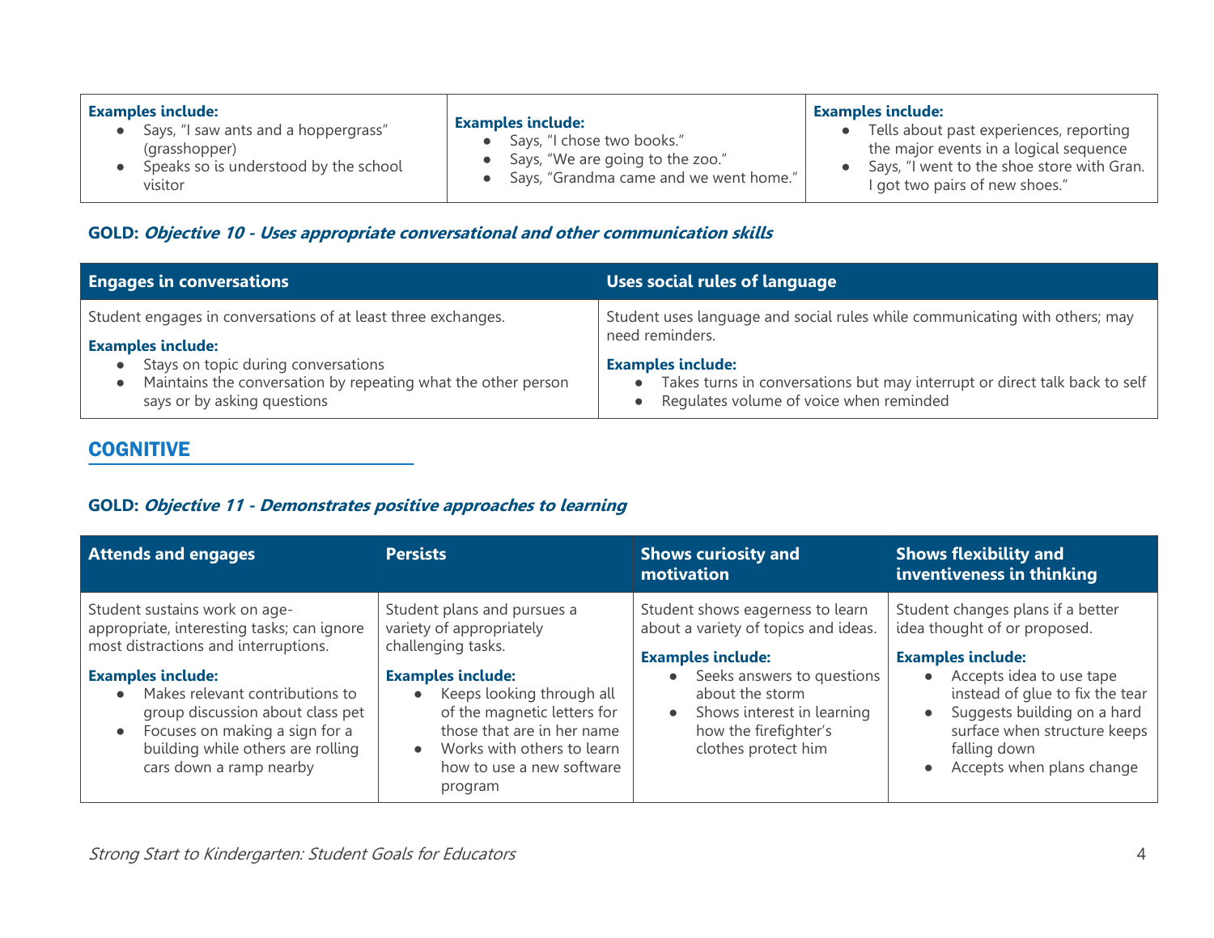| | | |
|---|---|---|
| **Examples include:**<br>● Says, "I saw ants and a hoppergrass" (grasshopper)<br>● Speaks so is understood by the school visitor | **Examples include:**<br>● Says, "I chose two books."<br>● Says, "We are going to the zoo."<br>● Says, "Grandma came and we went home." | **Examples include:**<br>● Tells about past experiences, reporting the major events in a logical sequence<br>● Says, "I went to the shoe store with Gran. I got two pairs of new shoes." |

### GOLD: *Objective 10 - Uses appropriate conversational and other communication skills*

| Engages in conversations | Uses social rules of language |
|---|---|
| Student engages in conversations of at least three exchanges.<br><br>**Examples include:**<br>● Stays on topic during conversations<br>● Maintains the conversation by repeating what the other person says or by asking questions | Student uses language and social rules while communicating with others; may need reminders.<br><br>**Examples include:**<br>● Takes turns in conversations but may interrupt or direct talk back to self<br>● Regulates volume of voice when reminded |

## COGNITIVE

### GOLD: *Objective 11 - Demonstrates positive approaches to learning*

| Attends and engages | Persists | Shows curiosity and motivation | Shows flexibility and inventiveness in thinking |
|---|---|---|---|
| Student sustains work on age-appropriate, interesting tasks; can ignore most distractions and interruptions.<br><br>**Examples include:**<br>● Makes relevant contributions to group discussion about class pet<br>● Focuses on making a sign for a building while others are rolling cars down a ramp nearby | Student plans and pursues a variety of appropriately challenging tasks.<br><br>**Examples include:**<br>● Keeps looking through all of the magnetic letters for those that are in her name<br>● Works with others to learn how to use a new software program | Student shows eagerness to learn about a variety of topics and ideas.<br><br>**Examples include:**<br>● Seeks answers to questions about the storm<br>● Shows interest in learning how the firefighter's clothes protect him | Student changes plans if a better idea thought of or proposed.<br><br>**Examples include:**<br>● Accepts idea to use tape instead of glue to fix the tear<br>● Suggests building on a hard surface when structure keeps falling down<br>● Accepts when plans change |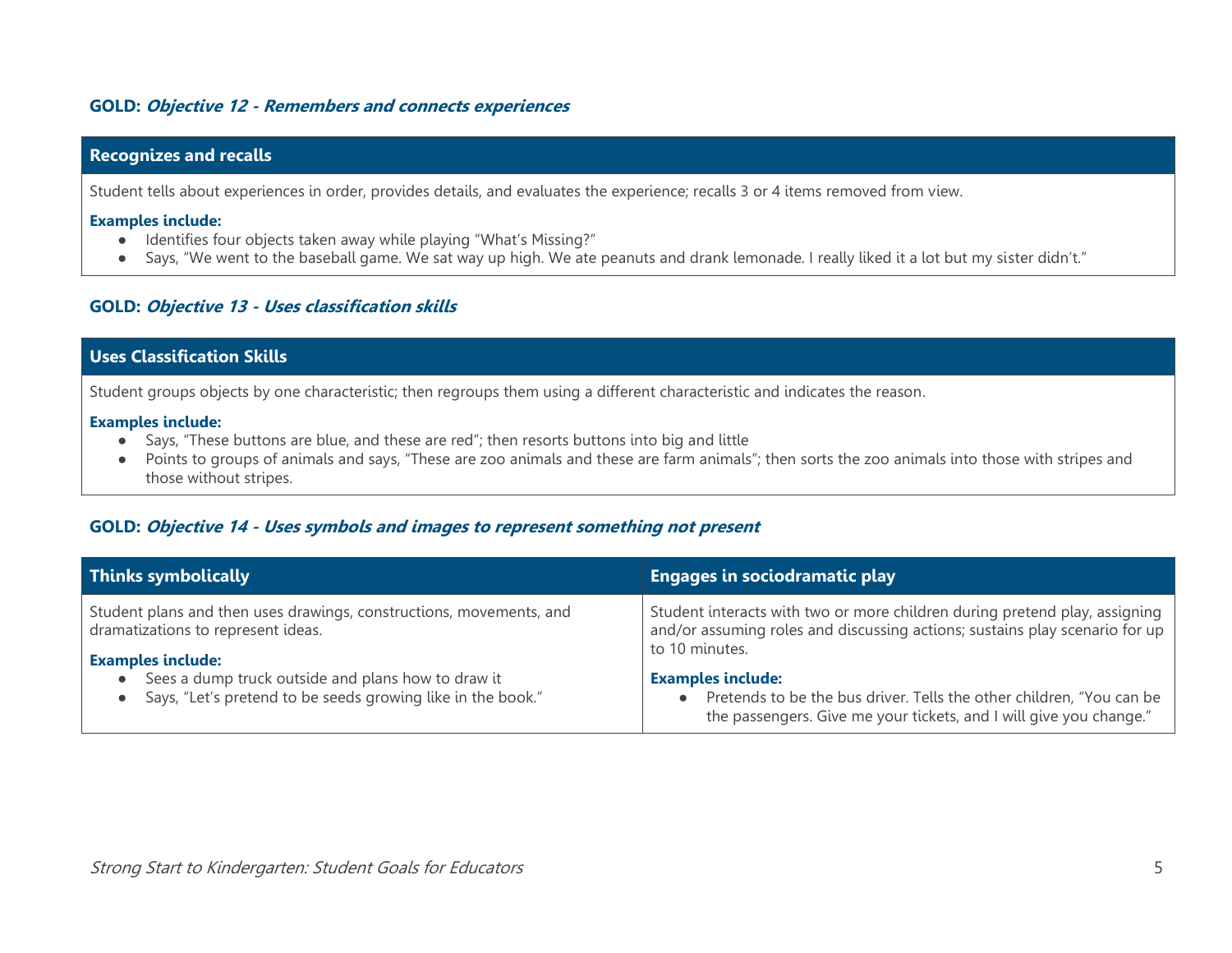### GOLD: *Objective 12 - Remembers and connects experiences*

| Recognizes and recalls |
| --- |
| Student tells about experiences in order, provides details, and evaluates the experience; recalls 3 or 4 items removed from view.<br><br>**Examples include:**<br>• Identifies four objects taken away while playing "What's Missing?"<br>• Says, "We went to the baseball game. We sat way up high. We ate peanuts and drank lemonade. I really liked it a lot but my sister didn't." |

### GOLD: *Objective 13 - Uses classification skills*

| Uses Classification Skills |
| --- |
| Student groups objects by one characteristic; then regroups them using a different characteristic and indicates the reason.<br><br>**Examples include:**<br>• Says, "These buttons are blue, and these are red"; then resorts buttons into big and little<br>• Points to groups of animals and says, "These are zoo animals and these are farm animals"; then sorts the zoo animals into those with stripes and those without stripes. |

### GOLD: *Objective 14 - Uses symbols and images to represent something not present*

| Thinks symbolically | Engages in sociodramatic play |
| --- | --- |
| Student plans and then uses drawings, constructions, movements, and dramatizations to represent ideas.<br><br>**Examples include:**<br>• Sees a dump truck outside and plans how to draw it<br>• Says, "Let's pretend to be seeds growing like in the book." | Student interacts with two or more children during pretend play, assigning and/or assuming roles and discussing actions; sustains play scenario for up to 10 minutes.<br><br>**Examples include:**<br>• Pretends to be the bus driver. Tells the other children, "You can be the passengers. Give me your tickets, and I will give you change." |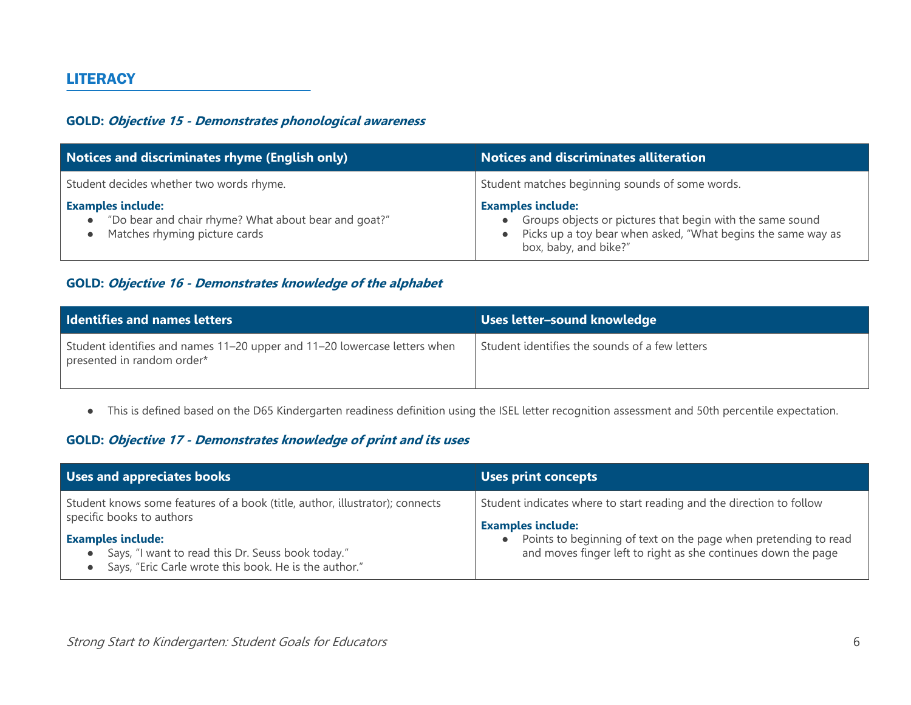## LITERACY

### GOLD: *Objective 15 - Demonstrates phonological awareness*

| Notices and discriminates rhyme (English only) | Notices and discriminates alliteration |
|---|---|
| Student decides whether two words rhyme.<br><br>**Examples include:**<br>• "Do bear and chair rhyme? What about bear and goat?"<br>• Matches rhyming picture cards | Student matches beginning sounds of some words.<br><br>**Examples include:**<br>• Groups objects or pictures that begin with the same sound<br>• Picks up a toy bear when asked, "What begins the same way as box, baby, and bike?" |

### GOLD: *Objective 16 - Demonstrates knowledge of the alphabet*

| Identifies and names letters | Uses letter–sound knowledge |
|---|---|
| Student identifies and names 11–20 upper and 11–20 lowercase letters when presented in random order* | Student identifies the sounds of a few letters |

- This is defined based on the D65 Kindergarten readiness definition using the ISEL letter recognition assessment and 50th percentile expectation.

### GOLD: *Objective 17 - Demonstrates knowledge of print and its uses*

| Uses and appreciates books | Uses print concepts |
|---|---|
| Student knows some features of a book (title, author, illustrator); connects specific books to authors<br><br>**Examples include:**<br>• Says, "I want to read this Dr. Seuss book today."<br>• Says, "Eric Carle wrote this book. He is the author." | Student indicates where to start reading and the direction to follow<br><br>**Examples include:**<br>• Points to beginning of text on the page when pretending to read and moves finger left to right as she continues down the page |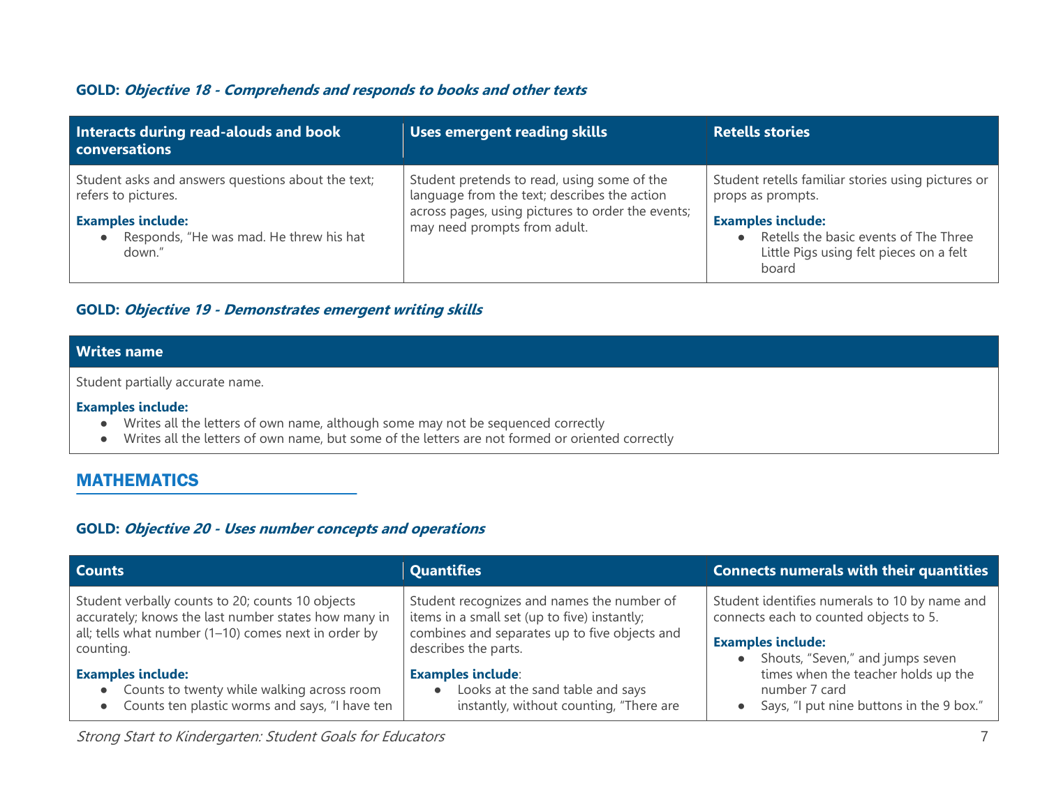#### GOLD: *Objective 18 - Comprehends and responds to books and other texts*

| Interacts during read-alouds and book conversations | Uses emergent reading skills | Retells stories |
| --- | --- | --- |
| Student asks and answers questions about the text; refers to pictures.<br><br>**Examples include:**<br>● Responds, "He was mad. He threw his hat down." | Student pretends to read, using some of the language from the text; describes the action across pages, using pictures to order the events; may need prompts from adult. | Student retells familiar stories using pictures or props as prompts.<br><br>**Examples include:**<br>● Retells the basic events of The Three Little Pigs using felt pieces on a felt board |

#### GOLD: *Objective 19 - Demonstrates emergent writing skills*

| Writes name |
| --- |
| Student partially accurate name.<br><br>**Examples include:**<br>● Writes all the letters of own name, although some may not be sequenced correctly<br>● Writes all the letters of own name, but some of the letters are not formed or oriented correctly |

## MATHEMATICS

#### GOLD: *Objective 20 - Uses number concepts and operations*

| Counts | Quantifies | Connects numerals with their quantities |
| --- | --- | --- |
| Student verbally counts to 20; counts 10 objects accurately; knows the last number states how many in all; tells what number (1–10) comes next in order by counting.<br><br>**Examples include:**<br>● Counts to twenty while walking across room<br>● Counts ten plastic worms and says, "I have ten | Student recognizes and names the number of items in a small set (up to five) instantly; combines and separates up to five objects and describes the parts.<br><br>**Examples include**:<br>● Looks at the sand table and says instantly, without counting, "There are | Student identifies numerals to 10 by name and connects each to counted objects to 5.<br><br>**Examples include:**<br>● Shouts, "Seven," and jumps seven times when the teacher holds up the number 7 card<br>● Says, "I put nine buttons in the 9 box." |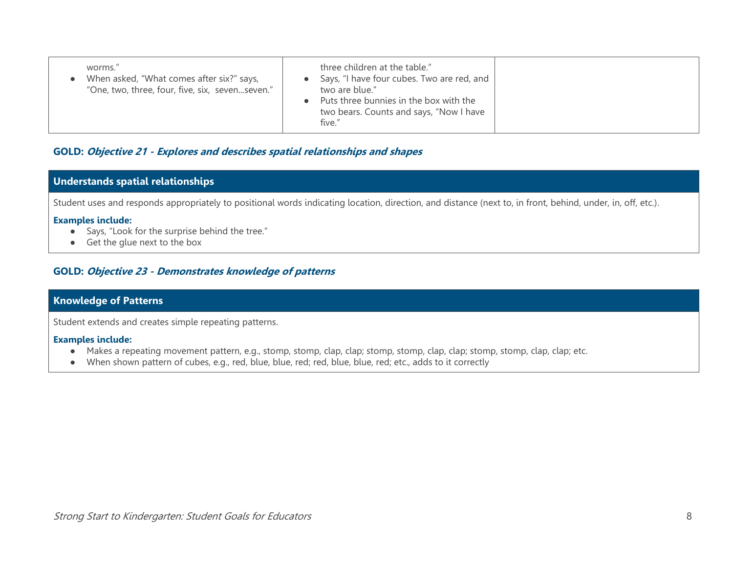| | | |
|---|---|---|
| worms."<br>• When asked, "What comes after six?" says, "One, two, three, four, five, six, seven...seven." | three children at the table."<br>• Says, "I have four cubes. Two are red, and two are blue."<br>• Puts three bunnies in the box with the two bears. Counts and says, "Now I have five." | |

### GOLD: *Objective 21 - Explores and describes spatial relationships and shapes*

| Understands spatial relationships |
|---|
| Student uses and responds appropriately to positional words indicating location, direction, and distance (next to, in front, behind, under, in, off, etc.).<br><br>**Examples include:**<br>• Says, "Look for the surprise behind the tree."<br>• Get the glue next to the box |

### GOLD: *Objective 23 - Demonstrates knowledge of patterns*

| Knowledge of Patterns |
|---|
| Student extends and creates simple repeating patterns.<br><br>**Examples include:**<br>• Makes a repeating movement pattern, e.g., stomp, stomp, clap, clap; stomp, stomp, clap, clap; stomp, stomp, clap, clap; etc.<br>• When shown pattern of cubes, e.g., red, blue, blue, red; red, blue, blue, red; etc., adds to it correctly |